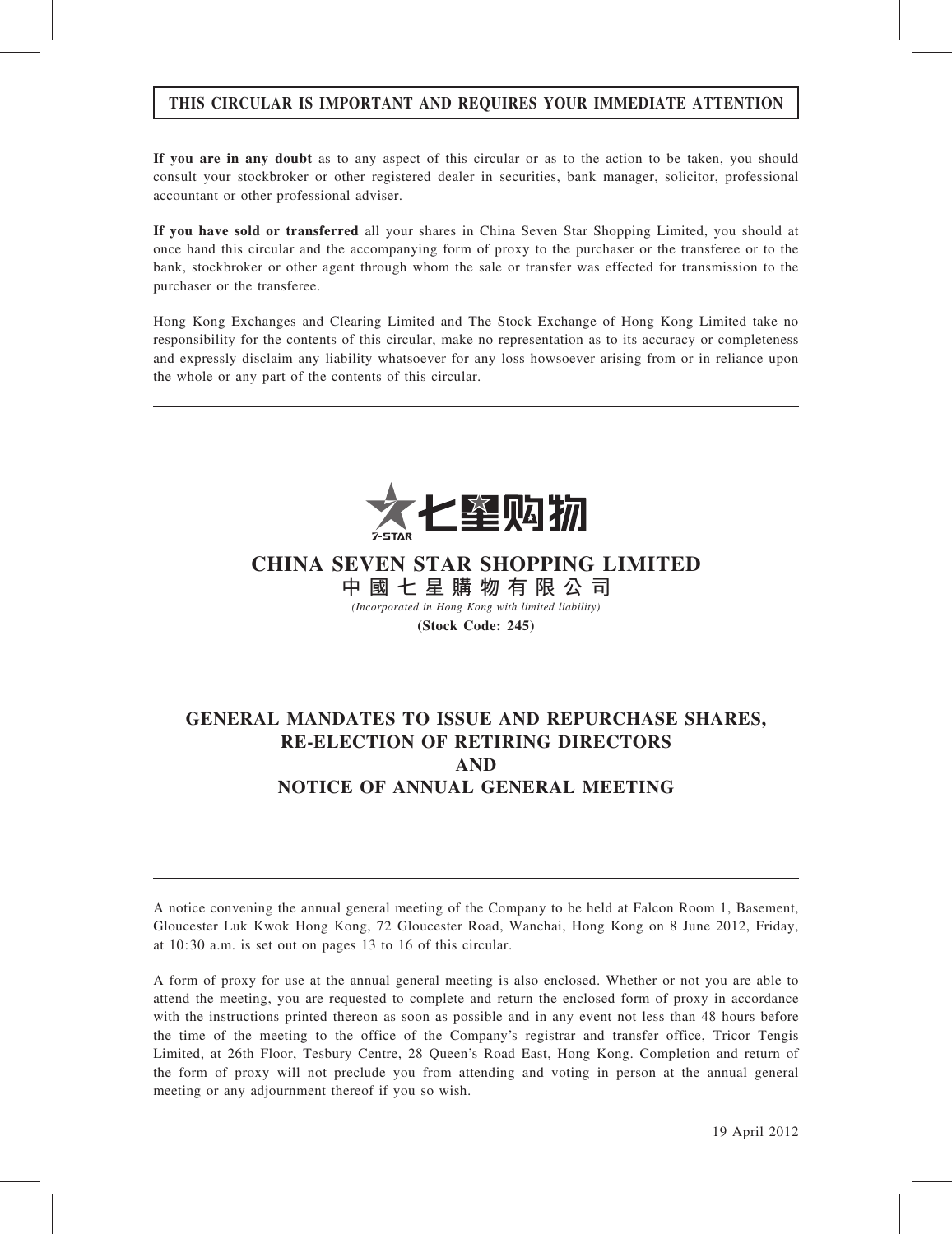**THIS CIRCULAR IS IMPORTANT AND REQUIRES YOUR IMMEDIATE ATTENTION**

**If you are in any doubt** as to any aspect of this circular or as to the action to be taken, you should consult your stockbroker or other registered dealer in securities, bank manager, solicitor, professional accountant or other professional adviser.

**If you have sold or transferred** all your shares in China Seven Star Shopping Limited, you should at once hand this circular and the accompanying form of proxy to the purchaser or the transferee or to the bank, stockbroker or other agent through whom the sale or transfer was effected for transmission to the purchaser or the transferee.

Hong Kong Exchanges and Clearing Limited and The Stock Exchange of Hong Kong Limited take no responsibility for the contents of this circular, make no representation as to its accuracy or completeness and expressly disclaim any liability whatsoever for any loss howsoever arising from or in reliance upon the whole or any part of the contents of this circular.

7-STAR 七星购物

# CHINA SEVEN STAR SHOPPING LIMITED

# 中國七星購物有限公司

*(Incorporated in Hong Kong with limited liability)*

**(Stock Code: 245)**

## GENERAL MANDATES TO ISSUE AND REPURCHASE SHARES, RE-ELECTION OF RETIRING DIRECTORS AND NOTICE OF ANNUAL GENERAL MEETING

A notice convening the annual general meeting of the Company to be held at Falcon Room 1, Basement, Gloucester Luk Kwok Hong Kong, 72 Gloucester Road, Wanchai, Hong Kong on 8 June 2012, Friday, at 10:30 a.m. is set out on pages 13 to 16 of this circular.

A form of proxy for use at the annual general meeting is also enclosed. Whether or not you are able to attend the meeting, you are requested to complete and return the enclosed form of proxy in accordance with the instructions printed thereon as soon as possible and in any event not less than 48 hours before the time of the meeting to the office of the Company's registrar and transfer office, Tricor Tengis Limited, at 26th Floor, Tesbury Centre, 28 Queen's Road East, Hong Kong. Completion and return of the form of proxy will not preclude you from attending and voting in person at the annual general meeting or any adjournment thereof if you so wish.

19 April 2012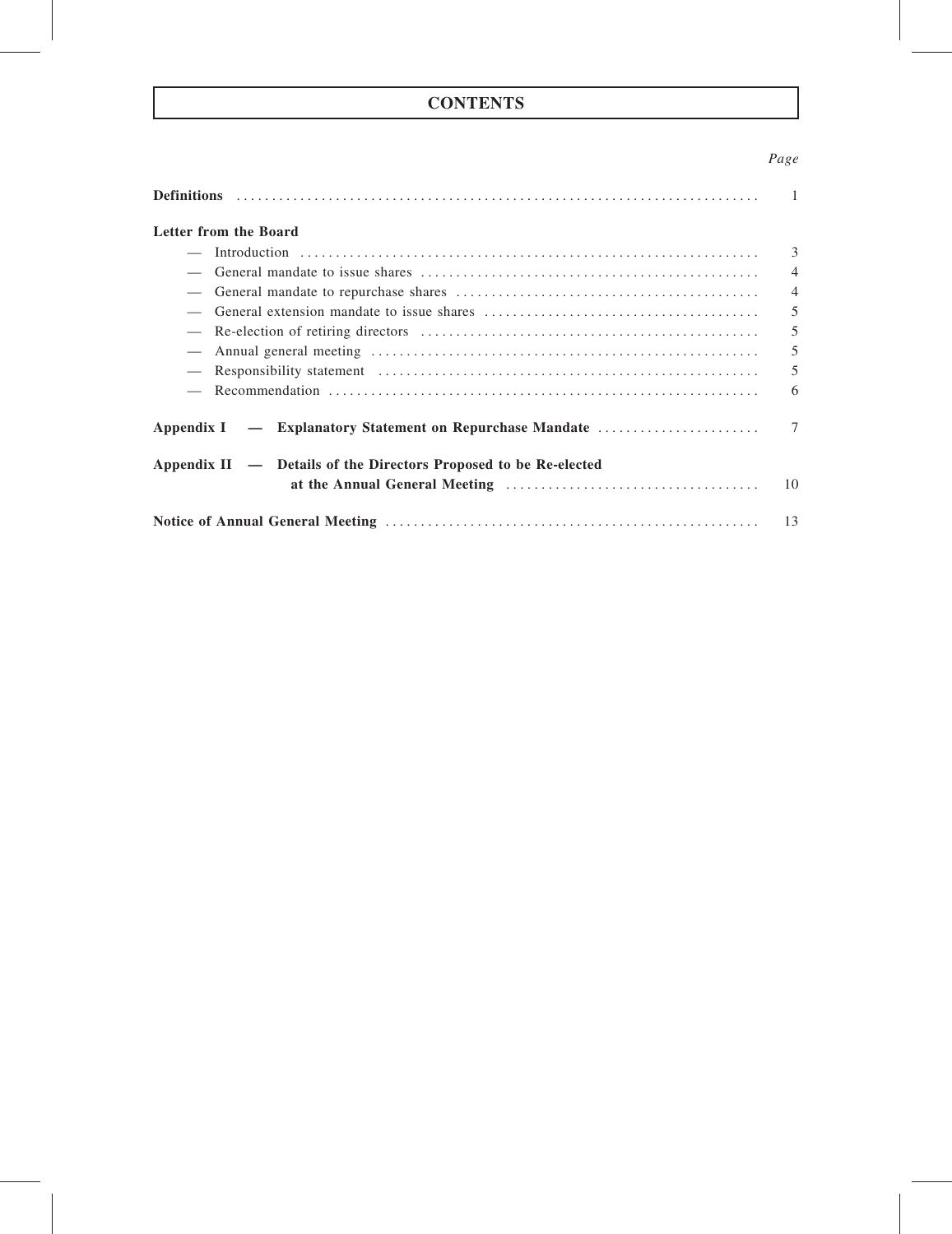# CONTENTS

| | *Page* |
|---|---|
| **Definitions** | 1 |
| **Letter from the Board** | |
| — Introduction | 3 |
| — General mandate to issue shares | 4 |
| — General mandate to repurchase shares | 4 |
| — General extension mandate to issue shares | 5 |
| — Re-election of retiring directors | 5 |
| — Annual general meeting | 5 |
| — Responsibility statement | 5 |
| — Recommendation | 6 |
| **Appendix I — Explanatory Statement on Repurchase Mandate** | 7 |
| **Appendix II — Details of the Directors Proposed to be Re-elected at the Annual General Meeting** | 10 |
| **Notice of Annual General Meeting** | 13 |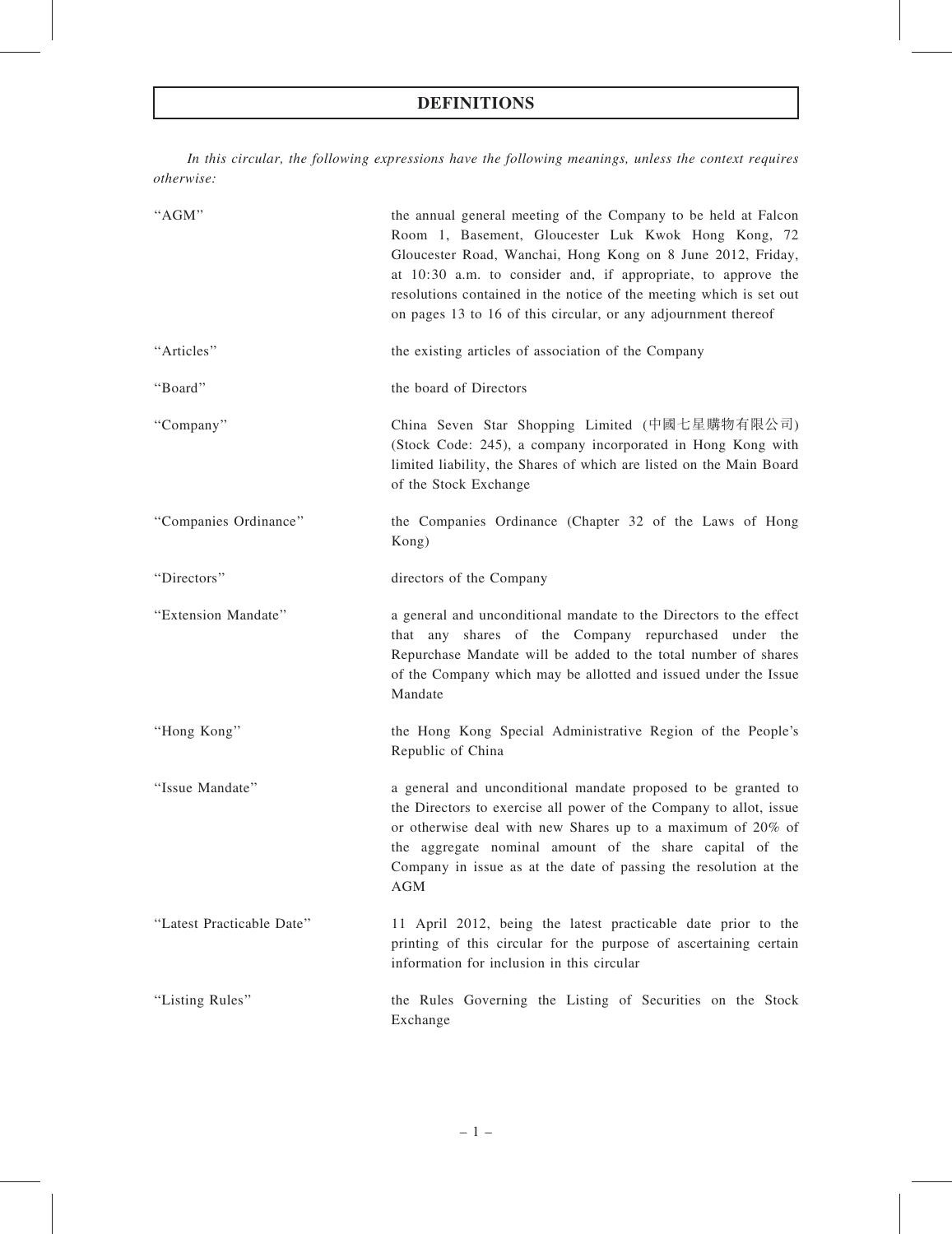# DEFINITIONS

*In this circular, the following expressions have the following meanings, unless the context requires otherwise:*

| | |
|---|---|
| "AGM" | the annual general meeting of the Company to be held at Falcon Room 1, Basement, Gloucester Luk Kwok Hong Kong, 72 Gloucester Road, Wanchai, Hong Kong on 8 June 2012, Friday, at 10:30 a.m. to consider and, if appropriate, to approve the resolutions contained in the notice of the meeting which is set out on pages 13 to 16 of this circular, or any adjournment thereof |
| "Articles" | the existing articles of association of the Company |
| "Board" | the board of Directors |
| "Company" | China Seven Star Shopping Limited (中國七星購物有限公司) (Stock Code: 245), a company incorporated in Hong Kong with limited liability, the Shares of which are listed on the Main Board of the Stock Exchange |
| "Companies Ordinance" | the Companies Ordinance (Chapter 32 of the Laws of Hong Kong) |
| "Directors" | directors of the Company |
| "Extension Mandate" | a general and unconditional mandate to the Directors to the effect that any shares of the Company repurchased under the Repurchase Mandate will be added to the total number of shares of the Company which may be allotted and issued under the Issue Mandate |
| "Hong Kong" | the Hong Kong Special Administrative Region of the People's Republic of China |
| "Issue Mandate" | a general and unconditional mandate proposed to be granted to the Directors to exercise all power of the Company to allot, issue or otherwise deal with new Shares up to a maximum of 20% of the aggregate nominal amount of the share capital of the Company in issue as at the date of passing the resolution at the AGM |
| "Latest Practicable Date" | 11 April 2012, being the latest practicable date prior to the printing of this circular for the purpose of ascertaining certain information for inclusion in this circular |
| "Listing Rules" | the Rules Governing the Listing of Securities on the Stock Exchange |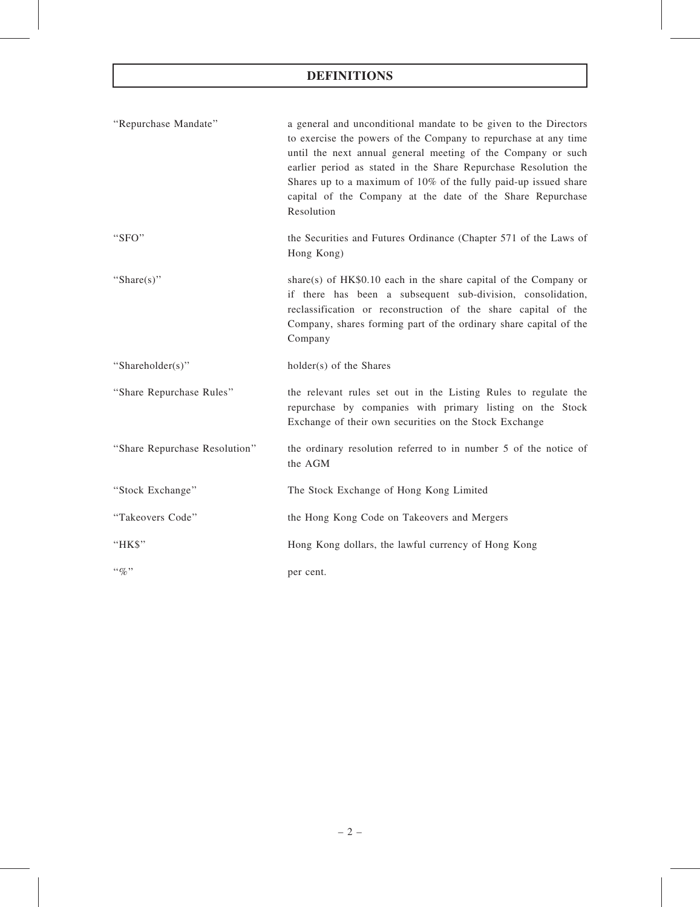# DEFINITIONS

| | |
|---|---|
| "Repurchase Mandate" | a general and unconditional mandate to be given to the Directors to exercise the powers of the Company to repurchase at any time until the next annual general meeting of the Company or such earlier period as stated in the Share Repurchase Resolution the Shares up to a maximum of 10% of the fully paid-up issued share capital of the Company at the date of the Share Repurchase Resolution |
| "SFO" | the Securities and Futures Ordinance (Chapter 571 of the Laws of Hong Kong) |
| "Share(s)" | share(s) of HK$0.10 each in the share capital of the Company or if there has been a subsequent sub-division, consolidation, reclassification or reconstruction of the share capital of the Company, shares forming part of the ordinary share capital of the Company |
| "Shareholder(s)" | holder(s) of the Shares |
| "Share Repurchase Rules" | the relevant rules set out in the Listing Rules to regulate the repurchase by companies with primary listing on the Stock Exchange of their own securities on the Stock Exchange |
| "Share Repurchase Resolution" | the ordinary resolution referred to in number 5 of the notice of the AGM |
| "Stock Exchange" | The Stock Exchange of Hong Kong Limited |
| "Takeovers Code" | the Hong Kong Code on Takeovers and Mergers |
| "HK$" | Hong Kong dollars, the lawful currency of Hong Kong |
| "%" | per cent. |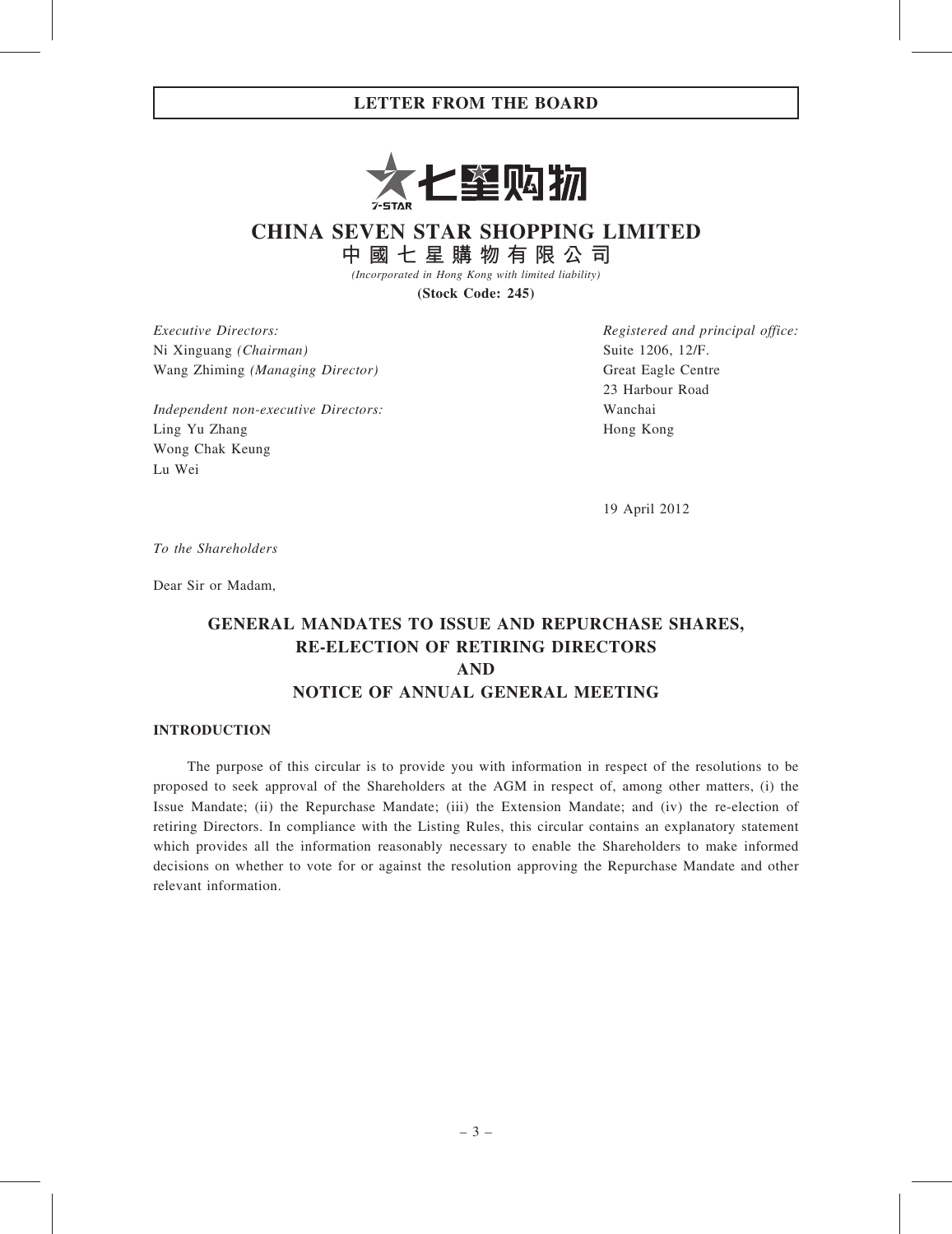# CHINA SEVEN STAR SHOPPING LIMITED

**中國七星購物有限公司**

*(Incorporated in Hong Kong with limited liability)*

**(Stock Code: 245)**

*Executive Directors:*
Ni Xinguang *(Chairman)*
Wang Zhiming *(Managing Director)*

*Independent non-executive Directors:*
Ling Yu Zhang
Wong Chak Keung
Lu Wei

*Registered and principal office:*
Suite 1206, 12/F.
Great Eagle Centre
23 Harbour Road
Wanchai
Hong Kong

19 April 2012

*To the Shareholders*

Dear Sir or Madam,

## GENERAL MANDATES TO ISSUE AND REPURCHASE SHARES, RE-ELECTION OF RETIRING DIRECTORS AND NOTICE OF ANNUAL GENERAL MEETING

### INTRODUCTION

The purpose of this circular is to provide you with information in respect of the resolutions to be proposed to seek approval of the Shareholders at the AGM in respect of, among other matters, (i) the Issue Mandate; (ii) the Repurchase Mandate; (iii) the Extension Mandate; and (iv) the re-election of retiring Directors. In compliance with the Listing Rules, this circular contains an explanatory statement which provides all the information reasonably necessary to enable the Shareholders to make informed decisions on whether to vote for or against the resolution approving the Repurchase Mandate and other relevant information.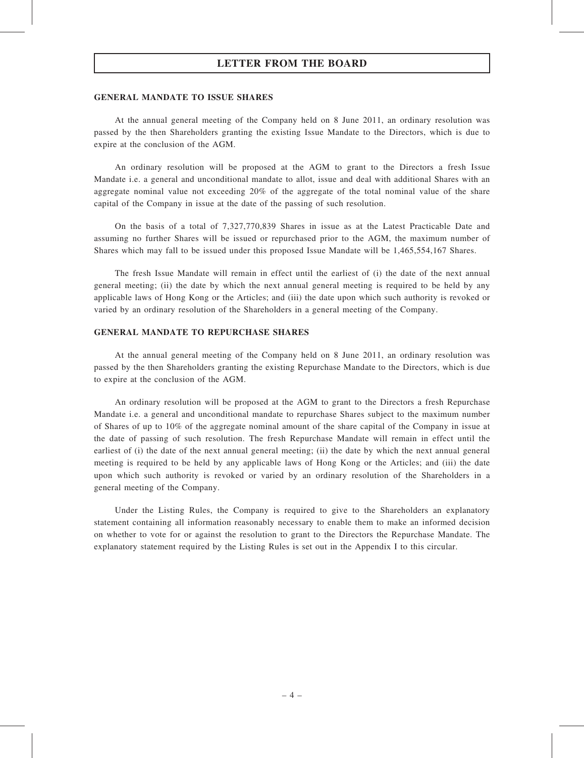## GENERAL MANDATE TO ISSUE SHARES

At the annual general meeting of the Company held on 8 June 2011, an ordinary resolution was passed by the then Shareholders granting the existing Issue Mandate to the Directors, which is due to expire at the conclusion of the AGM.

An ordinary resolution will be proposed at the AGM to grant to the Directors a fresh Issue Mandate i.e. a general and unconditional mandate to allot, issue and deal with additional Shares with an aggregate nominal value not exceeding 20% of the aggregate of the total nominal value of the share capital of the Company in issue at the date of the passing of such resolution.

On the basis of a total of 7,327,770,839 Shares in issue as at the Latest Practicable Date and assuming no further Shares will be issued or repurchased prior to the AGM, the maximum number of Shares which may fall to be issued under this proposed Issue Mandate will be 1,465,554,167 Shares.

The fresh Issue Mandate will remain in effect until the earliest of (i) the date of the next annual general meeting; (ii) the date by which the next annual general meeting is required to be held by any applicable laws of Hong Kong or the Articles; and (iii) the date upon which such authority is revoked or varied by an ordinary resolution of the Shareholders in a general meeting of the Company.

## GENERAL MANDATE TO REPURCHASE SHARES

At the annual general meeting of the Company held on 8 June 2011, an ordinary resolution was passed by the then Shareholders granting the existing Repurchase Mandate to the Directors, which is due to expire at the conclusion of the AGM.

An ordinary resolution will be proposed at the AGM to grant to the Directors a fresh Repurchase Mandate i.e. a general and unconditional mandate to repurchase Shares subject to the maximum number of Shares of up to 10% of the aggregate nominal amount of the share capital of the Company in issue at the date of passing of such resolution. The fresh Repurchase Mandate will remain in effect until the earliest of (i) the date of the next annual general meeting; (ii) the date by which the next annual general meeting is required to be held by any applicable laws of Hong Kong or the Articles; and (iii) the date upon which such authority is revoked or varied by an ordinary resolution of the Shareholders in a general meeting of the Company.

Under the Listing Rules, the Company is required to give to the Shareholders an explanatory statement containing all information reasonably necessary to enable them to make an informed decision on whether to vote for or against the resolution to grant to the Directors the Repurchase Mandate. The explanatory statement required by the Listing Rules is set out in the Appendix I to this circular.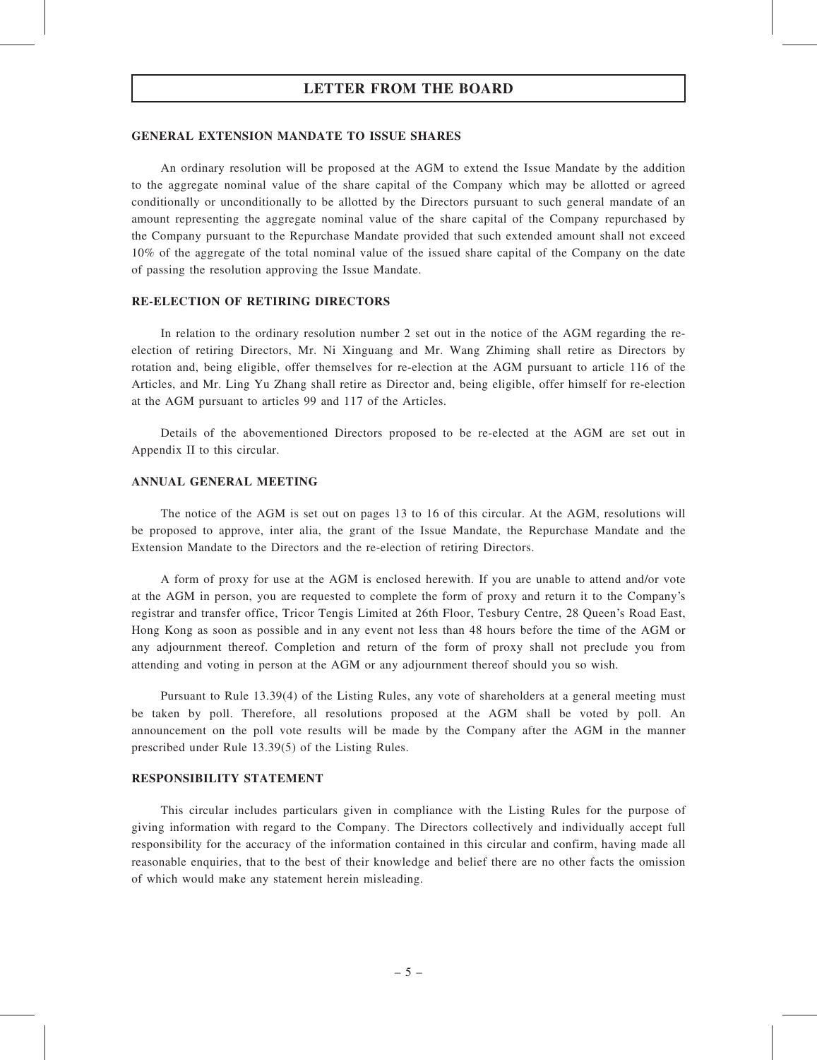# LETTER FROM THE BOARD

## GENERAL EXTENSION MANDATE TO ISSUE SHARES

An ordinary resolution will be proposed at the AGM to extend the Issue Mandate by the addition to the aggregate nominal value of the share capital of the Company which may be allotted or agreed conditionally or unconditionally to be allotted by the Directors pursuant to such general mandate of an amount representing the aggregate nominal value of the share capital of the Company repurchased by the Company pursuant to the Repurchase Mandate provided that such extended amount shall not exceed 10% of the aggregate of the total nominal value of the issued share capital of the Company on the date of passing the resolution approving the Issue Mandate.

## RE-ELECTION OF RETIRING DIRECTORS

In relation to the ordinary resolution number 2 set out in the notice of the AGM regarding the re-election of retiring Directors, Mr. Ni Xinguang and Mr. Wang Zhiming shall retire as Directors by rotation and, being eligible, offer themselves for re-election at the AGM pursuant to article 116 of the Articles, and Mr. Ling Yu Zhang shall retire as Director and, being eligible, offer himself for re-election at the AGM pursuant to articles 99 and 117 of the Articles.

Details of the abovementioned Directors proposed to be re-elected at the AGM are set out in Appendix II to this circular.

## ANNUAL GENERAL MEETING

The notice of the AGM is set out on pages 13 to 16 of this circular. At the AGM, resolutions will be proposed to approve, inter alia, the grant of the Issue Mandate, the Repurchase Mandate and the Extension Mandate to the Directors and the re-election of retiring Directors.

A form of proxy for use at the AGM is enclosed herewith. If you are unable to attend and/or vote at the AGM in person, you are requested to complete the form of proxy and return it to the Company's registrar and transfer office, Tricor Tengis Limited at 26th Floor, Tesbury Centre, 28 Queen's Road East, Hong Kong as soon as possible and in any event not less than 48 hours before the time of the AGM or any adjournment thereof. Completion and return of the form of proxy shall not preclude you from attending and voting in person at the AGM or any adjournment thereof should you so wish.

Pursuant to Rule 13.39(4) of the Listing Rules, any vote of shareholders at a general meeting must be taken by poll. Therefore, all resolutions proposed at the AGM shall be voted by poll. An announcement on the poll vote results will be made by the Company after the AGM in the manner prescribed under Rule 13.39(5) of the Listing Rules.

## RESPONSIBILITY STATEMENT

This circular includes particulars given in compliance with the Listing Rules for the purpose of giving information with regard to the Company. The Directors collectively and individually accept full responsibility for the accuracy of the information contained in this circular and confirm, having made all reasonable enquiries, that to the best of their knowledge and belief there are no other facts the omission of which would make any statement herein misleading.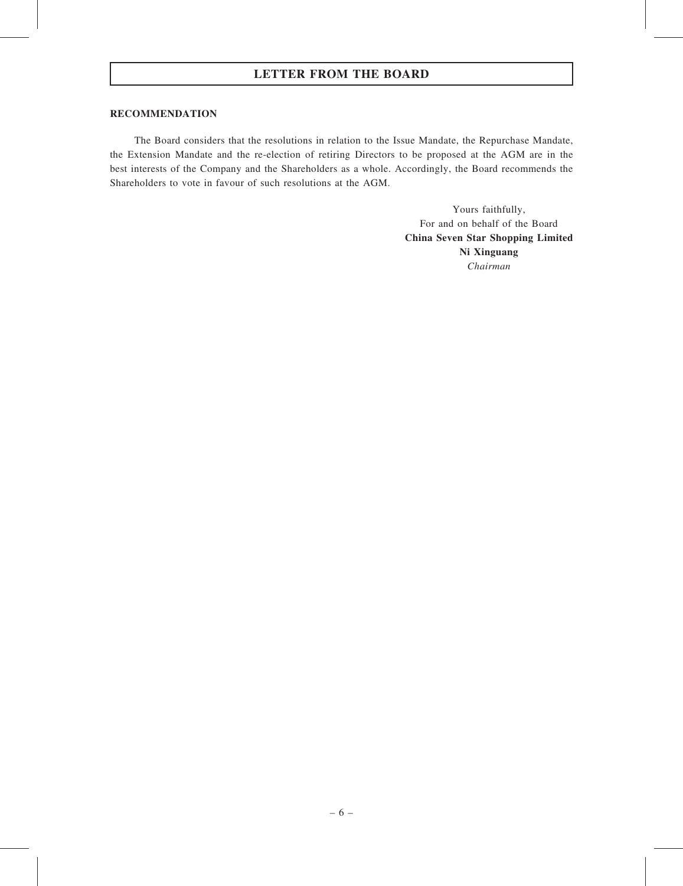## LETTER FROM THE BOARD

**RECOMMENDATION**

The Board considers that the resolutions in relation to the Issue Mandate, the Repurchase Mandate, the Extension Mandate and the re-election of retiring Directors to be proposed at the AGM are in the best interests of the Company and the Shareholders as a whole. Accordingly, the Board recommends the Shareholders to vote in favour of such resolutions at the AGM.

Yours faithfully,
For and on behalf of the Board
**China Seven Star Shopping Limited**
**Ni Xinguang**
*Chairman*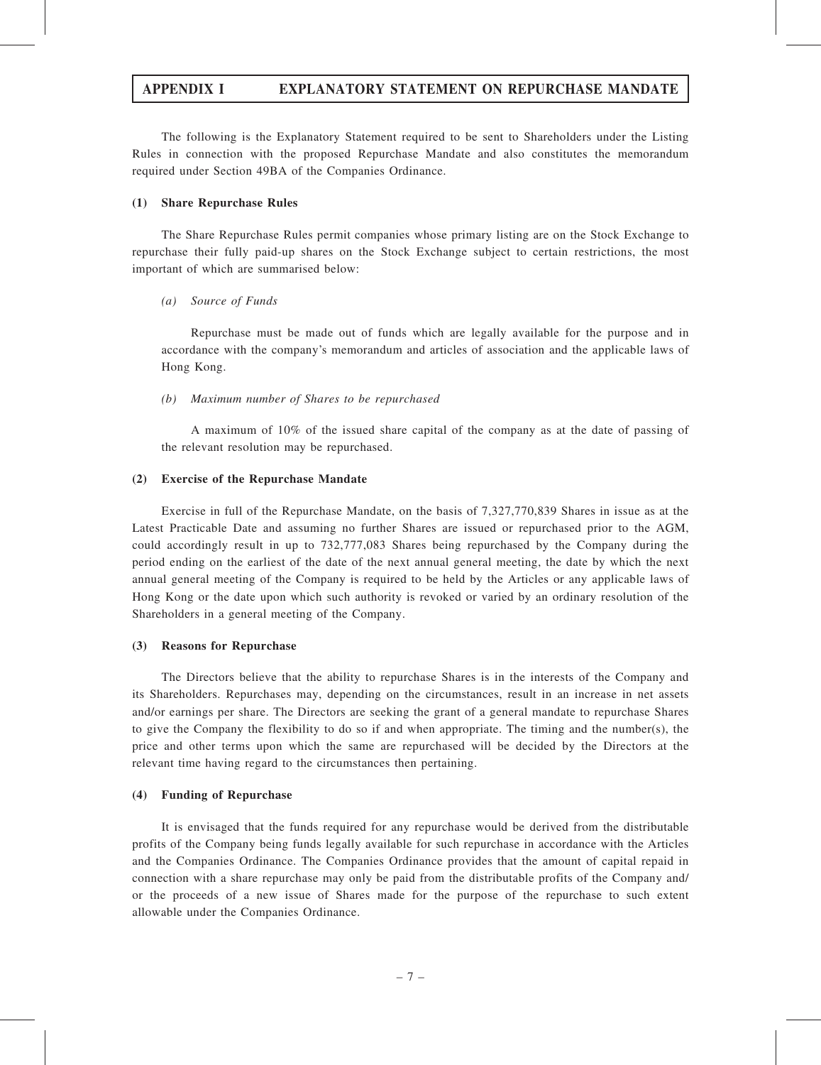## APPENDIX I EXPLANATORY STATEMENT ON REPURCHASE MANDATE

The following is the Explanatory Statement required to be sent to Shareholders under the Listing Rules in connection with the proposed Repurchase Mandate and also constitutes the memorandum required under Section 49BA of the Companies Ordinance.

### (1) Share Repurchase Rules

The Share Repurchase Rules permit companies whose primary listing are on the Stock Exchange to repurchase their fully paid-up shares on the Stock Exchange subject to certain restrictions, the most important of which are summarised below:

*(a) Source of Funds*

Repurchase must be made out of funds which are legally available for the purpose and in accordance with the company's memorandum and articles of association and the applicable laws of Hong Kong.

*(b) Maximum number of Shares to be repurchased*

A maximum of 10% of the issued share capital of the company as at the date of passing of the relevant resolution may be repurchased.

### (2) Exercise of the Repurchase Mandate

Exercise in full of the Repurchase Mandate, on the basis of 7,327,770,839 Shares in issue as at the Latest Practicable Date and assuming no further Shares are issued or repurchased prior to the AGM, could accordingly result in up to 732,777,083 Shares being repurchased by the Company during the period ending on the earliest of the date of the next annual general meeting, the date by which the next annual general meeting of the Company is required to be held by the Articles or any applicable laws of Hong Kong or the date upon which such authority is revoked or varied by an ordinary resolution of the Shareholders in a general meeting of the Company.

### (3) Reasons for Repurchase

The Directors believe that the ability to repurchase Shares is in the interests of the Company and its Shareholders. Repurchases may, depending on the circumstances, result in an increase in net assets and/or earnings per share. The Directors are seeking the grant of a general mandate to repurchase Shares to give the Company the flexibility to do so if and when appropriate. The timing and the number(s), the price and other terms upon which the same are repurchased will be decided by the Directors at the relevant time having regard to the circumstances then pertaining.

### (4) Funding of Repurchase

It is envisaged that the funds required for any repurchase would be derived from the distributable profits of the Company being funds legally available for such repurchase in accordance with the Articles and the Companies Ordinance. The Companies Ordinance provides that the amount of capital repaid in connection with a share repurchase may only be paid from the distributable profits of the Company and/or the proceeds of a new issue of Shares made for the purpose of the repurchase to such extent allowable under the Companies Ordinance.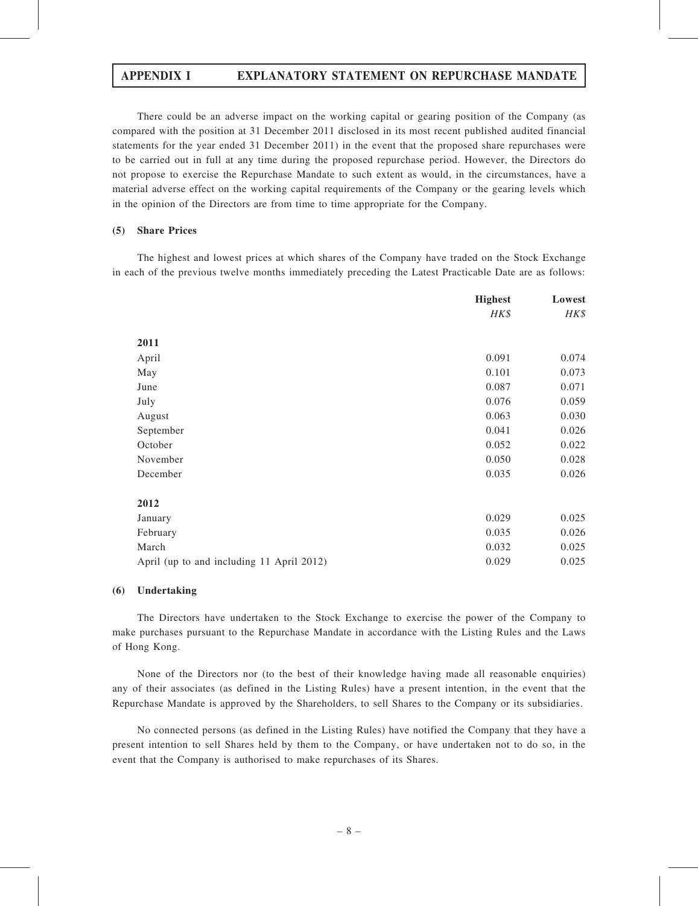There could be an adverse impact on the working capital or gearing position of the Company (as compared with the position at 31 December 2011 disclosed in its most recent published audited financial statements for the year ended 31 December 2011) in the event that the proposed share repurchases were to be carried out in full at any time during the proposed repurchase period. However, the Directors do not propose to exercise the Repurchase Mandate to such extent as would, in the circumstances, have a material adverse effect on the working capital requirements of the Company or the gearing levels which in the opinion of the Directors are from time to time appropriate for the Company.

**(5) Share Prices**

The highest and lowest prices at which shares of the Company have traded on the Stock Exchange in each of the previous twelve months immediately preceding the Latest Practicable Date are as follows:

| | **Highest** | **Lowest** |
|---|---|---|
| | *HK$* | *HK$* |
| **2011** | | |
| April | 0.091 | 0.074 |
| May | 0.101 | 0.073 |
| June | 0.087 | 0.071 |
| July | 0.076 | 0.059 |
| August | 0.063 | 0.030 |
| September | 0.041 | 0.026 |
| October | 0.052 | 0.022 |
| November | 0.050 | 0.028 |
| December | 0.035 | 0.026 |
| **2012** | | |
| January | 0.029 | 0.025 |
| February | 0.035 | 0.026 |
| March | 0.032 | 0.025 |
| April (up to and including 11 April 2012) | 0.029 | 0.025 |

**(6) Undertaking**

The Directors have undertaken to the Stock Exchange to exercise the power of the Company to make purchases pursuant to the Repurchase Mandate in accordance with the Listing Rules and the Laws of Hong Kong.

None of the Directors nor (to the best of their knowledge having made all reasonable enquiries) any of their associates (as defined in the Listing Rules) have a present intention, in the event that the Repurchase Mandate is approved by the Shareholders, to sell Shares to the Company or its subsidiaries.

No connected persons (as defined in the Listing Rules) have notified the Company that they have a present intention to sell Shares held by them to the Company, or have undertaken not to do so, in the event that the Company is authorised to make repurchases of its Shares.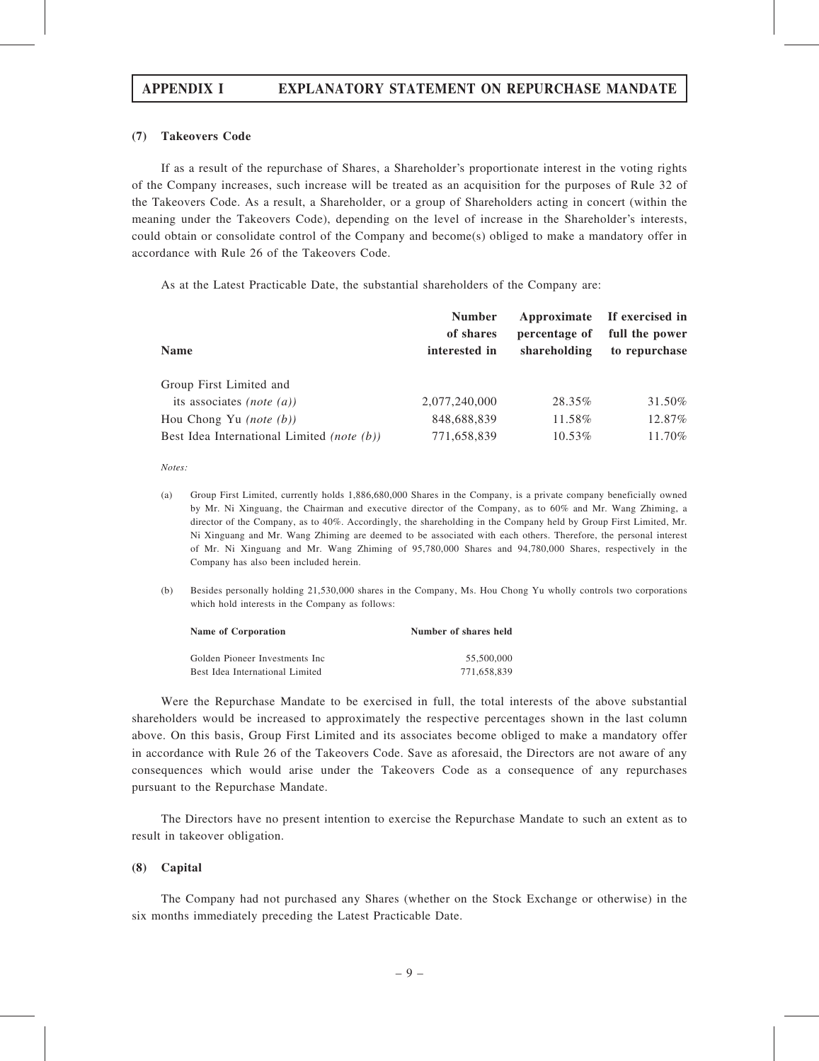## APPENDIX I EXPLANATORY STATEMENT ON REPURCHASE MANDATE

### (7) Takeovers Code

If as a result of the repurchase of Shares, a Shareholder's proportionate interest in the voting rights of the Company increases, such increase will be treated as an acquisition for the purposes of Rule 32 of the Takeovers Code. As a result, a Shareholder, or a group of Shareholders acting in concert (within the meaning under the Takeovers Code), depending on the level of increase in the Shareholder's interests, could obtain or consolidate control of the Company and become(s) obliged to make a mandatory offer in accordance with Rule 26 of the Takeovers Code.

As at the Latest Practicable Date, the substantial shareholders of the Company are:

| Name | Number of shares interested in | Approximate percentage of shareholding | If exercised in full the power to repurchase |
|---|---|---|---|
| Group First Limited and its associates *(note (a))* | 2,077,240,000 | 28.35% | 31.50% |
| Hou Chong Yu *(note (b))* | 848,688,839 | 11.58% | 12.87% |
| Best Idea International Limited *(note (b))* | 771,658,839 | 10.53% | 11.70% |

*Notes:*

(a) Group First Limited, currently holds 1,886,680,000 Shares in the Company, is a private company beneficially owned by Mr. Ni Xinguang, the Chairman and executive director of the Company, as to 60% and Mr. Wang Zhiming, a director of the Company, as to 40%. Accordingly, the shareholding in the Company held by Group First Limited, Mr. Ni Xinguang and Mr. Wang Zhiming are deemed to be associated with each others. Therefore, the personal interest of Mr. Ni Xinguang and Mr. Wang Zhiming of 95,780,000 Shares and 94,780,000 Shares, respectively in the Company has also been included herein.

(b) Besides personally holding 21,530,000 shares in the Company, Ms. Hou Chong Yu wholly controls two corporations which hold interests in the Company as follows:

| Name of Corporation | Number of shares held |
|---|---|
| Golden Pioneer Investments Inc | 55,500,000 |
| Best Idea International Limited | 771,658,839 |

Were the Repurchase Mandate to be exercised in full, the total interests of the above substantial shareholders would be increased to approximately the respective percentages shown in the last column above. On this basis, Group First Limited and its associates become obliged to make a mandatory offer in accordance with Rule 26 of the Takeovers Code. Save as aforesaid, the Directors are not aware of any consequences which would arise under the Takeovers Code as a consequence of any repurchases pursuant to the Repurchase Mandate.

The Directors have no present intention to exercise the Repurchase Mandate to such an extent as to result in takeover obligation.

### (8) Capital

The Company had not purchased any Shares (whether on the Stock Exchange or otherwise) in the six months immediately preceding the Latest Practicable Date.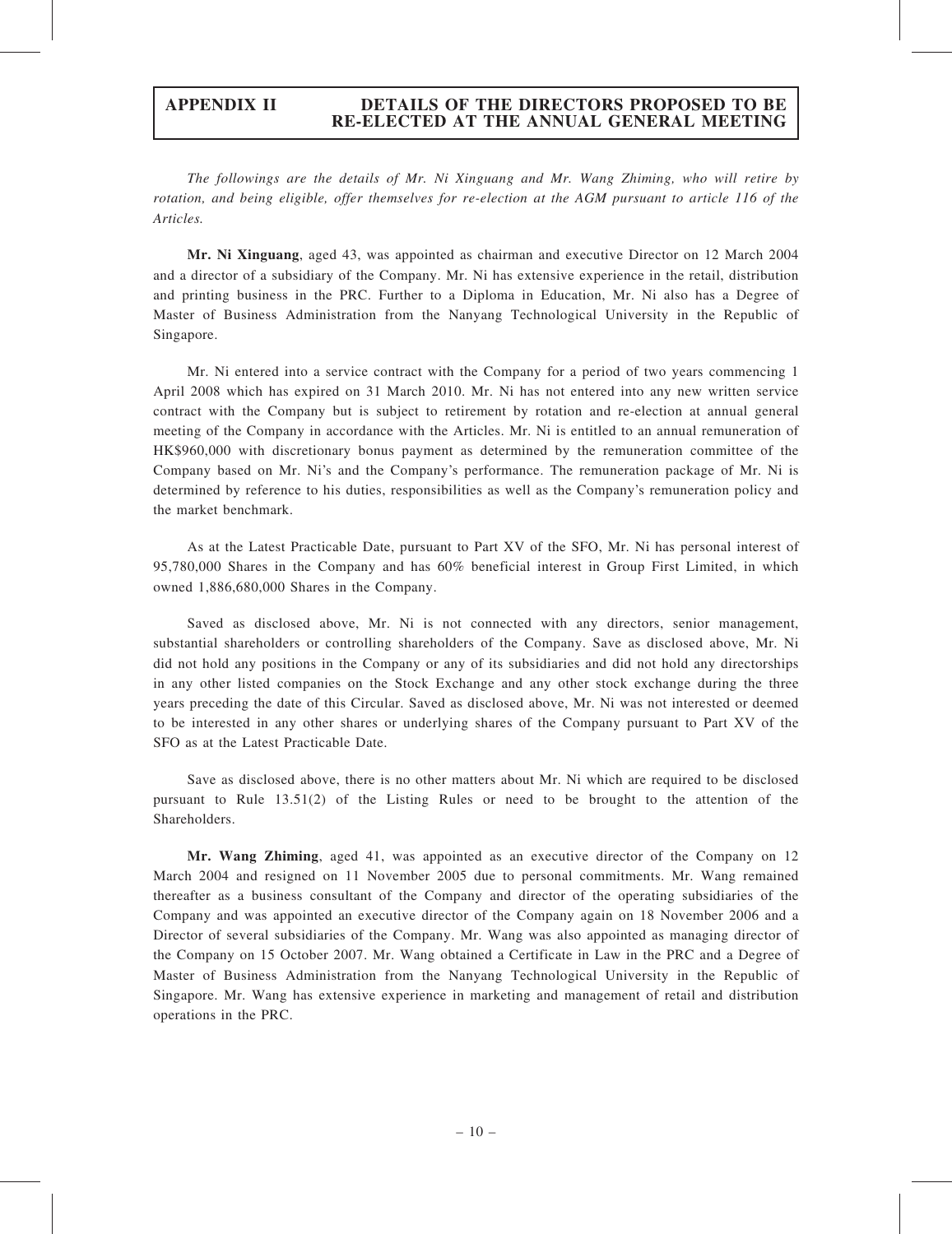## APPENDIX II DETAILS OF THE DIRECTORS PROPOSED TO BE RE-ELECTED AT THE ANNUAL GENERAL MEETING

*The followings are the details of Mr. Ni Xinguang and Mr. Wang Zhiming, who will retire by rotation, and being eligible, offer themselves for re-election at the AGM pursuant to article 116 of the Articles.*

**Mr. Ni Xinguang**, aged 43, was appointed as chairman and executive Director on 12 March 2004 and a director of a subsidiary of the Company. Mr. Ni has extensive experience in the retail, distribution and printing business in the PRC. Further to a Diploma in Education, Mr. Ni also has a Degree of Master of Business Administration from the Nanyang Technological University in the Republic of Singapore.

Mr. Ni entered into a service contract with the Company for a period of two years commencing 1 April 2008 which has expired on 31 March 2010. Mr. Ni has not entered into any new written service contract with the Company but is subject to retirement by rotation and re-election at annual general meeting of the Company in accordance with the Articles. Mr. Ni is entitled to an annual remuneration of HK$960,000 with discretionary bonus payment as determined by the remuneration committee of the Company based on Mr. Ni's and the Company's performance. The remuneration package of Mr. Ni is determined by reference to his duties, responsibilities as well as the Company's remuneration policy and the market benchmark.

As at the Latest Practicable Date, pursuant to Part XV of the SFO, Mr. Ni has personal interest of 95,780,000 Shares in the Company and has 60% beneficial interest in Group First Limited, in which owned 1,886,680,000 Shares in the Company.

Saved as disclosed above, Mr. Ni is not connected with any directors, senior management, substantial shareholders or controlling shareholders of the Company. Save as disclosed above, Mr. Ni did not hold any positions in the Company or any of its subsidiaries and did not hold any directorships in any other listed companies on the Stock Exchange and any other stock exchange during the three years preceding the date of this Circular. Saved as disclosed above, Mr. Ni was not interested or deemed to be interested in any other shares or underlying shares of the Company pursuant to Part XV of the SFO as at the Latest Practicable Date.

Save as disclosed above, there is no other matters about Mr. Ni which are required to be disclosed pursuant to Rule 13.51(2) of the Listing Rules or need to be brought to the attention of the Shareholders.

**Mr. Wang Zhiming**, aged 41, was appointed as an executive director of the Company on 12 March 2004 and resigned on 11 November 2005 due to personal commitments. Mr. Wang remained thereafter as a business consultant of the Company and director of the operating subsidiaries of the Company and was appointed an executive director of the Company again on 18 November 2006 and a Director of several subsidiaries of the Company. Mr. Wang was also appointed as managing director of the Company on 15 October 2007. Mr. Wang obtained a Certificate in Law in the PRC and a Degree of Master of Business Administration from the Nanyang Technological University in the Republic of Singapore. Mr. Wang has extensive experience in marketing and management of retail and distribution operations in the PRC.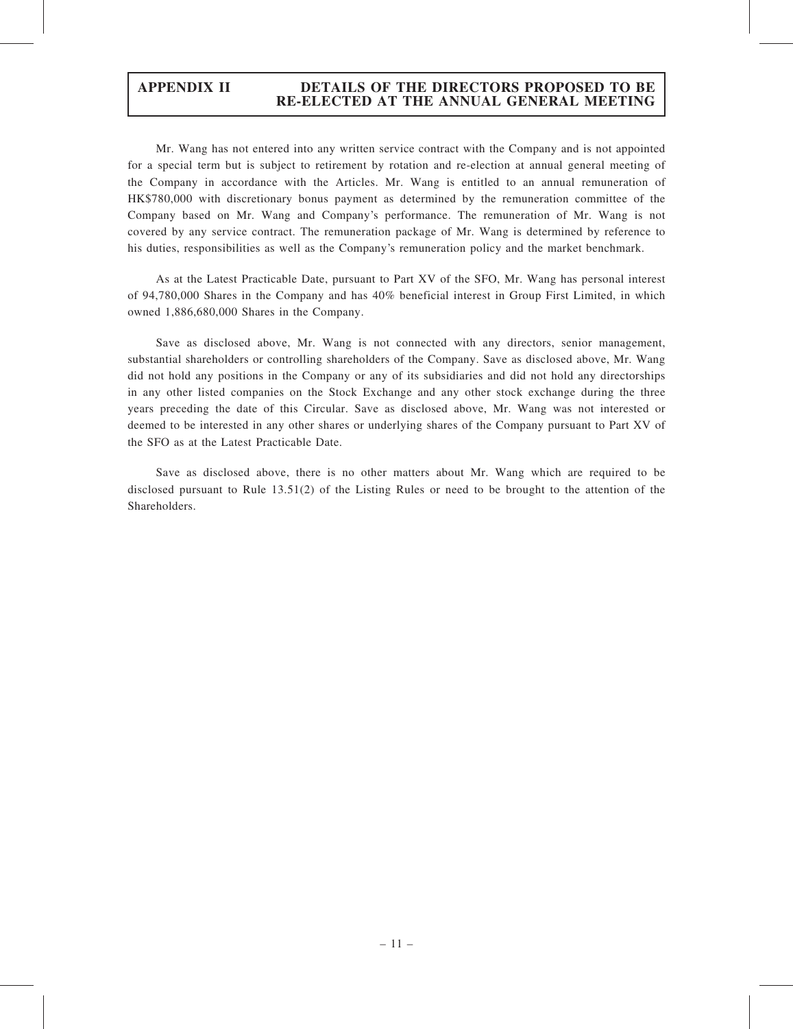Mr. Wang has not entered into any written service contract with the Company and is not appointed for a special term but is subject to retirement by rotation and re-election at annual general meeting of the Company in accordance with the Articles. Mr. Wang is entitled to an annual remuneration of HK$780,000 with discretionary bonus payment as determined by the remuneration committee of the Company based on Mr. Wang and Company's performance. The remuneration of Mr. Wang is not covered by any service contract. The remuneration package of Mr. Wang is determined by reference to his duties, responsibilities as well as the Company's remuneration policy and the market benchmark.

As at the Latest Practicable Date, pursuant to Part XV of the SFO, Mr. Wang has personal interest of 94,780,000 Shares in the Company and has 40% beneficial interest in Group First Limited, in which owned 1,886,680,000 Shares in the Company.

Save as disclosed above, Mr. Wang is not connected with any directors, senior management, substantial shareholders or controlling shareholders of the Company. Save as disclosed above, Mr. Wang did not hold any positions in the Company or any of its subsidiaries and did not hold any directorships in any other listed companies on the Stock Exchange and any other stock exchange during the three years preceding the date of this Circular. Save as disclosed above, Mr. Wang was not interested or deemed to be interested in any other shares or underlying shares of the Company pursuant to Part XV of the SFO as at the Latest Practicable Date.

Save as disclosed above, there is no other matters about Mr. Wang which are required to be disclosed pursuant to Rule 13.51(2) of the Listing Rules or need to be brought to the attention of the Shareholders.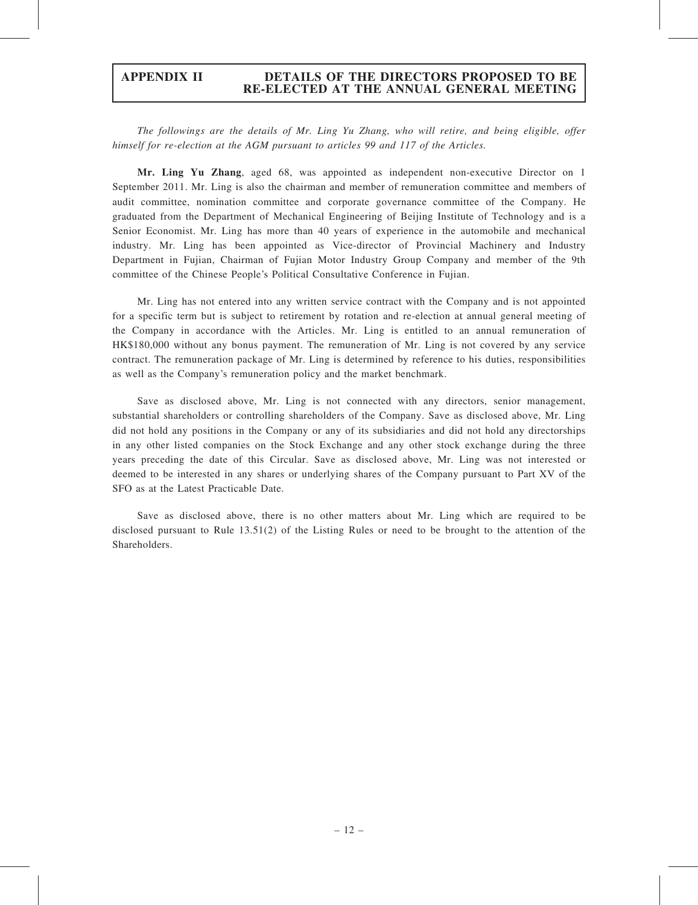*The followings are the details of Mr. Ling Yu Zhang, who will retire, and being eligible, offer himself for re-election at the AGM pursuant to articles 99 and 117 of the Articles.*

**Mr. Ling Yu Zhang**, aged 68, was appointed as independent non-executive Director on 1 September 2011. Mr. Ling is also the chairman and member of remuneration committee and members of audit committee, nomination committee and corporate governance committee of the Company. He graduated from the Department of Mechanical Engineering of Beijing Institute of Technology and is a Senior Economist. Mr. Ling has more than 40 years of experience in the automobile and mechanical industry. Mr. Ling has been appointed as Vice-director of Provincial Machinery and Industry Department in Fujian, Chairman of Fujian Motor Industry Group Company and member of the 9th committee of the Chinese People's Political Consultative Conference in Fujian.

Mr. Ling has not entered into any written service contract with the Company and is not appointed for a specific term but is subject to retirement by rotation and re-election at annual general meeting of the Company in accordance with the Articles. Mr. Ling is entitled to an annual remuneration of HK$180,000 without any bonus payment. The remuneration of Mr. Ling is not covered by any service contract. The remuneration package of Mr. Ling is determined by reference to his duties, responsibilities as well as the Company's remuneration policy and the market benchmark.

Save as disclosed above, Mr. Ling is not connected with any directors, senior management, substantial shareholders or controlling shareholders of the Company. Save as disclosed above, Mr. Ling did not hold any positions in the Company or any of its subsidiaries and did not hold any directorships in any other listed companies on the Stock Exchange and any other stock exchange during the three years preceding the date of this Circular. Save as disclosed above, Mr. Ling was not interested or deemed to be interested in any shares or underlying shares of the Company pursuant to Part XV of the SFO as at the Latest Practicable Date.

Save as disclosed above, there is no other matters about Mr. Ling which are required to be disclosed pursuant to Rule 13.51(2) of the Listing Rules or need to be brought to the attention of the Shareholders.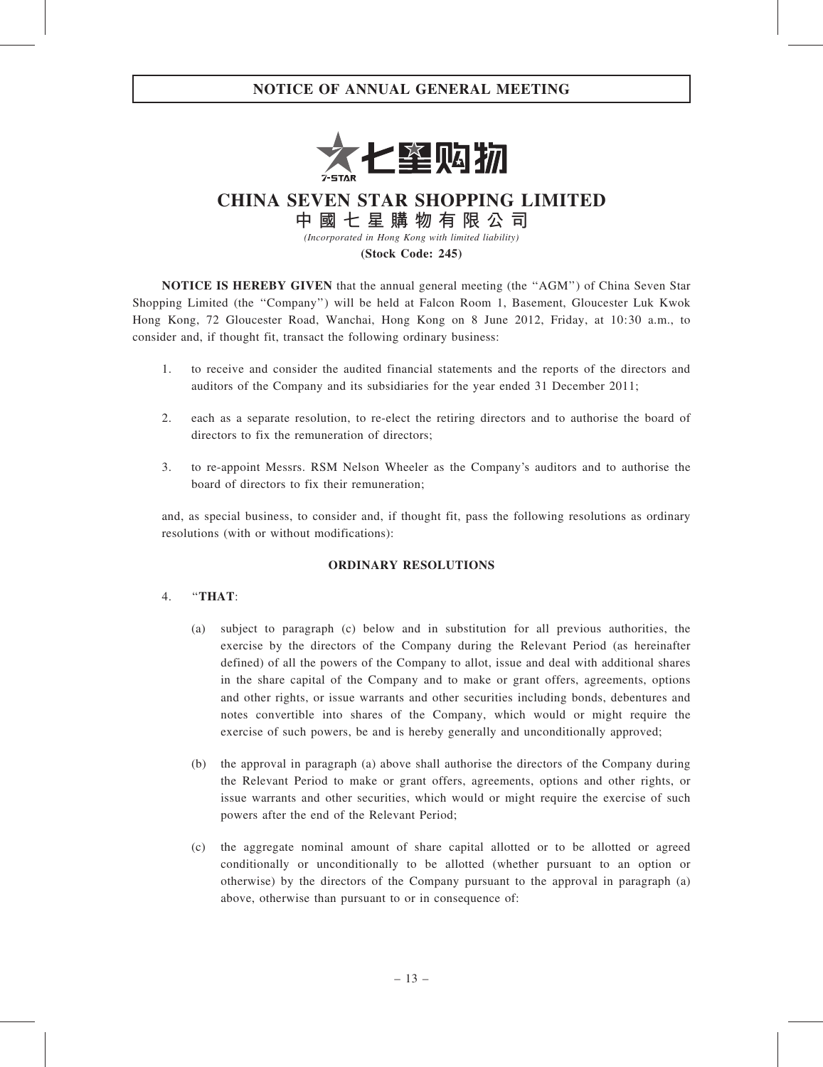# NOTICE OF ANNUAL GENERAL MEETING

# CHINA SEVEN STAR SHOPPING LIMITED

## 中國七星購物有限公司

*(Incorporated in Hong Kong with limited liability)*

**(Stock Code: 245)**

**NOTICE IS HEREBY GIVEN** that the annual general meeting (the "AGM") of China Seven Star Shopping Limited (the "Company") will be held at Falcon Room 1, Basement, Gloucester Luk Kwok Hong Kong, 72 Gloucester Road, Wanchai, Hong Kong on 8 June 2012, Friday, at 10:30 a.m., to consider and, if thought fit, transact the following ordinary business:

1. to receive and consider the audited financial statements and the reports of the directors and auditors of the Company and its subsidiaries for the year ended 31 December 2011;
2. each as a separate resolution, to re-elect the retiring directors and to authorise the board of directors to fix the remuneration of directors;
3. to re-appoint Messrs. RSM Nelson Wheeler as the Company's auditors and to authorise the board of directors to fix their remuneration;

and, as special business, to consider and, if thought fit, pass the following resolutions as ordinary resolutions (with or without modifications):

**ORDINARY RESOLUTIONS**

4. "**THAT**:

   (a) subject to paragraph (c) below and in substitution for all previous authorities, the exercise by the directors of the Company during the Relevant Period (as hereinafter defined) of all the powers of the Company to allot, issue and deal with additional shares in the share capital of the Company and to make or grant offers, agreements, options and other rights, or issue warrants and other securities including bonds, debentures and notes convertible into shares of the Company, which would or might require the exercise of such powers, be and is hereby generally and unconditionally approved;

   (b) the approval in paragraph (a) above shall authorise the directors of the Company during the Relevant Period to make or grant offers, agreements, options and other rights, or issue warrants and other securities, which would or might require the exercise of such powers after the end of the Relevant Period;

   (c) the aggregate nominal amount of share capital allotted or to be allotted or agreed conditionally or unconditionally to be allotted (whether pursuant to an option or otherwise) by the directors of the Company pursuant to the approval in paragraph (a) above, otherwise than pursuant to or in consequence of: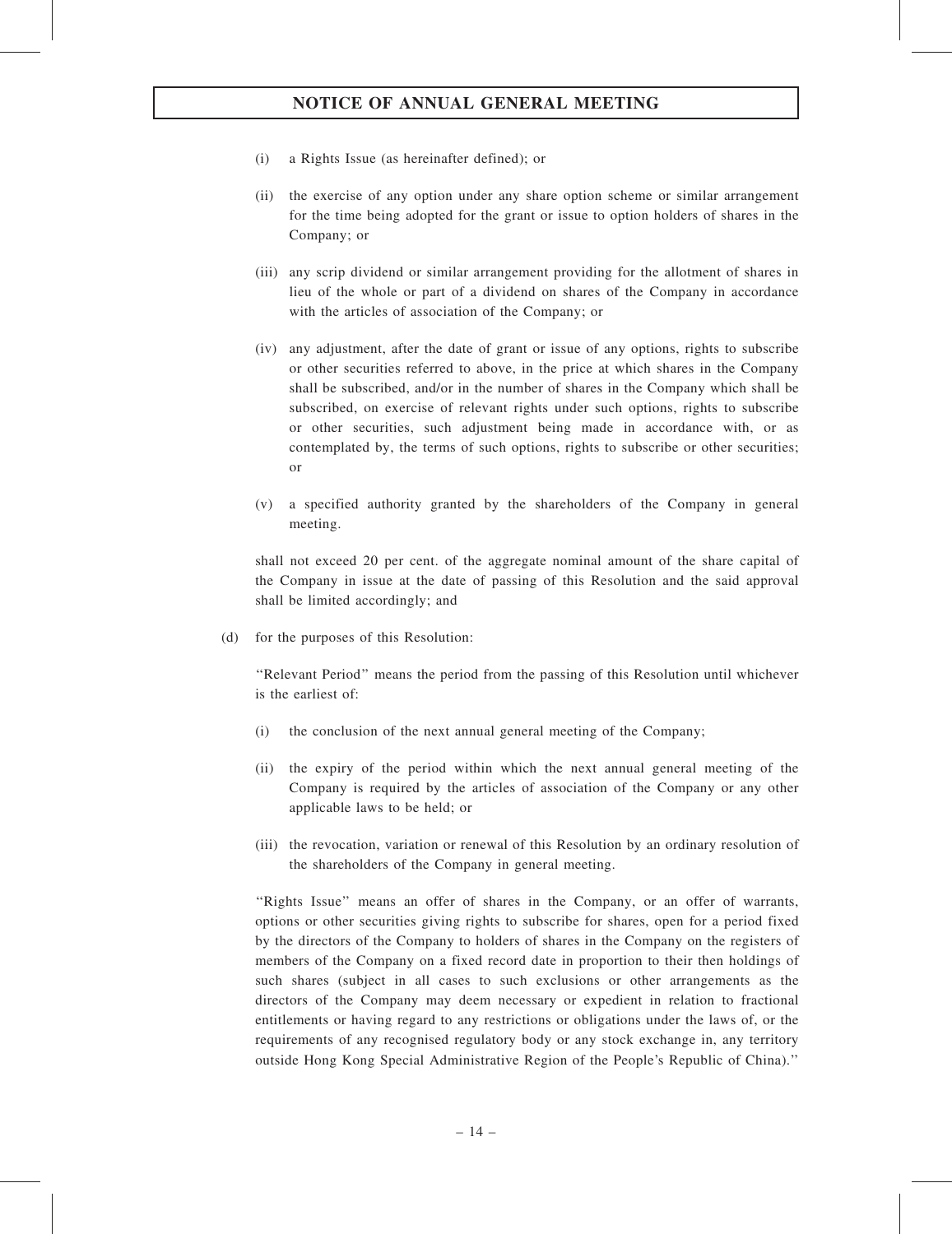(i) a Rights Issue (as hereinafter defined); or

(ii) the exercise of any option under any share option scheme or similar arrangement for the time being adopted for the grant or issue to option holders of shares in the Company; or

(iii) any scrip dividend or similar arrangement providing for the allotment of shares in lieu of the whole or part of a dividend on shares of the Company in accordance with the articles of association of the Company; or

(iv) any adjustment, after the date of grant or issue of any options, rights to subscribe or other securities referred to above, in the price at which shares in the Company shall be subscribed, and/or in the number of shares in the Company which shall be subscribed, on exercise of relevant rights under such options, rights to subscribe or other securities, such adjustment being made in accordance with, or as contemplated by, the terms of such options, rights to subscribe or other securities; or

(v) a specified authority granted by the shareholders of the Company in general meeting.

shall not exceed 20 per cent. of the aggregate nominal amount of the share capital of the Company in issue at the date of passing of this Resolution and the said approval shall be limited accordingly; and

(d) for the purposes of this Resolution:

''Relevant Period'' means the period from the passing of this Resolution until whichever is the earliest of:

(i) the conclusion of the next annual general meeting of the Company;

(ii) the expiry of the period within which the next annual general meeting of the Company is required by the articles of association of the Company or any other applicable laws to be held; or

(iii) the revocation, variation or renewal of this Resolution by an ordinary resolution of the shareholders of the Company in general meeting.

''Rights Issue'' means an offer of shares in the Company, or an offer of warrants, options or other securities giving rights to subscribe for shares, open for a period fixed by the directors of the Company to holders of shares in the Company on the registers of members of the Company on a fixed record date in proportion to their then holdings of such shares (subject in all cases to such exclusions or other arrangements as the directors of the Company may deem necessary or expedient in relation to fractional entitlements or having regard to any restrictions or obligations under the laws of, or the requirements of any recognised regulatory body or any stock exchange in, any territory outside Hong Kong Special Administrative Region of the People's Republic of China).''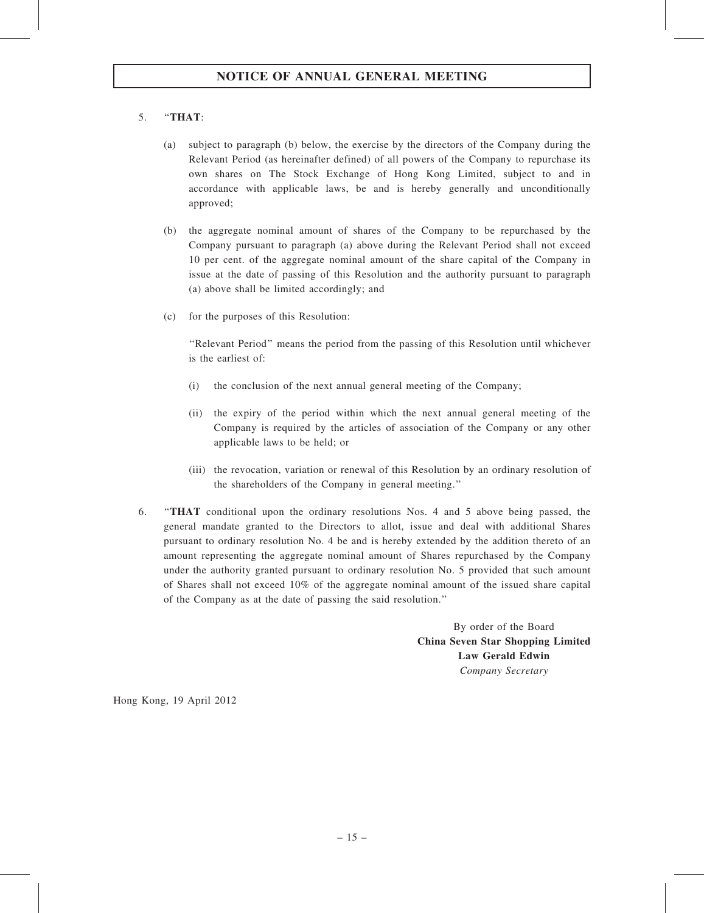## NOTICE OF ANNUAL GENERAL MEETING

5. "**THAT**:

   (a) subject to paragraph (b) below, the exercise by the directors of the Company during the Relevant Period (as hereinafter defined) of all powers of the Company to repurchase its own shares on The Stock Exchange of Hong Kong Limited, subject to and in accordance with applicable laws, be and is hereby generally and unconditionally approved;

   (b) the aggregate nominal amount of shares of the Company to be repurchased by the Company pursuant to paragraph (a) above during the Relevant Period shall not exceed 10 per cent. of the aggregate nominal amount of the share capital of the Company in issue at the date of passing of this Resolution and the authority pursuant to paragraph (a) above shall be limited accordingly; and

   (c) for the purposes of this Resolution:

   "Relevant Period" means the period from the passing of this Resolution until whichever is the earliest of:

   (i) the conclusion of the next annual general meeting of the Company;

   (ii) the expiry of the period within which the next annual general meeting of the Company is required by the articles of association of the Company or any other applicable laws to be held; or

   (iii) the revocation, variation or renewal of this Resolution by an ordinary resolution of the shareholders of the Company in general meeting."

6. "**THAT** conditional upon the ordinary resolutions Nos. 4 and 5 above being passed, the general mandate granted to the Directors to allot, issue and deal with additional Shares pursuant to ordinary resolution No. 4 be and is hereby extended by the addition thereto of an amount representing the aggregate nominal amount of Shares repurchased by the Company under the authority granted pursuant to ordinary resolution No. 5 provided that such amount of Shares shall not exceed 10% of the aggregate nominal amount of the issued share capital of the Company as at the date of passing the said resolution."

By order of the Board
**China Seven Star Shopping Limited**
**Law Gerald Edwin**
*Company Secretary*

Hong Kong, 19 April 2012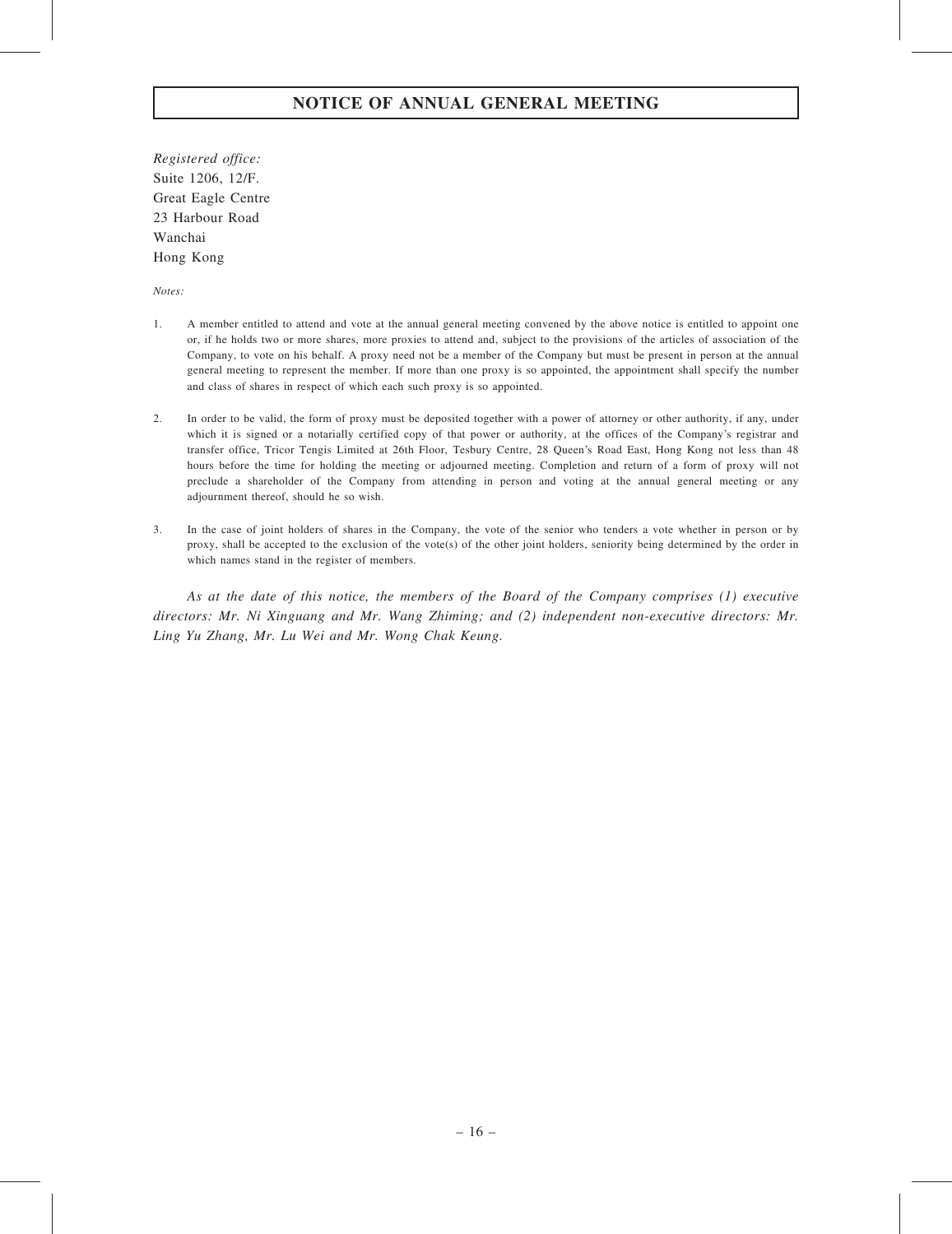# NOTICE OF ANNUAL GENERAL MEETING

*Registered office:*
Suite 1206, 12/F.
Great Eagle Centre
23 Harbour Road
Wanchai
Hong Kong

*Notes:*

1. A member entitled to attend and vote at the annual general meeting convened by the above notice is entitled to appoint one or, if he holds two or more shares, more proxies to attend and, subject to the provisions of the articles of association of the Company, to vote on his behalf. A proxy need not be a member of the Company but must be present in person at the annual general meeting to represent the member. If more than one proxy is so appointed, the appointment shall specify the number and class of shares in respect of which each such proxy is so appointed.

2. In order to be valid, the form of proxy must be deposited together with a power of attorney or other authority, if any, under which it is signed or a notarially certified copy of that power or authority, at the offices of the Company's registrar and transfer office, Tricor Tengis Limited at 26th Floor, Tesbury Centre, 28 Queen's Road East, Hong Kong not less than 48 hours before the time for holding the meeting or adjourned meeting. Completion and return of a form of proxy will not preclude a shareholder of the Company from attending in person and voting at the annual general meeting or any adjournment thereof, should he so wish.

3. In the case of joint holders of shares in the Company, the vote of the senior who tenders a vote whether in person or by proxy, shall be accepted to the exclusion of the vote(s) of the other joint holders, seniority being determined by the order in which names stand in the register of members.

*As at the date of this notice, the members of the Board of the Company comprises (1) executive directors: Mr. Ni Xinguang and Mr. Wang Zhiming; and (2) independent non-executive directors: Mr. Ling Yu Zhang, Mr. Lu Wei and Mr. Wong Chak Keung.*